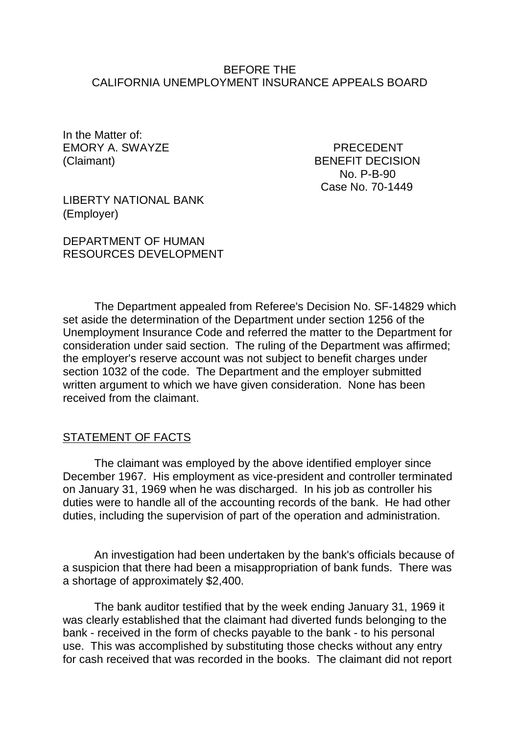BEFORE THE
CALIFORNIA UNEMPLOYMENT INSURANCE APPEALS BOARD

In the Matter of:
EMORY A. SWAYZE
(Claimant)

PRECEDENT
BENEFIT DECISION
No. P-B-90
Case No. 70-1449

LIBERTY NATIONAL BANK
(Employer)

DEPARTMENT OF HUMAN
RESOURCES DEVELOPMENT

The Department appealed from Referee's Decision No. SF-14829 which set aside the determination of the Department under section 1256 of the Unemployment Insurance Code and referred the matter to the Department for consideration under said section. The ruling of the Department was affirmed; the employer's reserve account was not subject to benefit charges under section 1032 of the code. The Department and the employer submitted written argument to which we have given consideration. None has been received from the claimant.

STATEMENT OF FACTS

The claimant was employed by the above identified employer since December 1967. His employment as vice-president and controller terminated on January 31, 1969 when he was discharged. In his job as controller his duties were to handle all of the accounting records of the bank. He had other duties, including the supervision of part of the operation and administration.

An investigation had been undertaken by the bank's officials because of a suspicion that there had been a misappropriation of bank funds. There was a shortage of approximately $2,400.

The bank auditor testified that by the week ending January 31, 1969 it was clearly established that the claimant had diverted funds belonging to the bank - received in the form of checks payable to the bank - to his personal use. This was accomplished by substituting those checks without any entry for cash received that was recorded in the books. The claimant did not report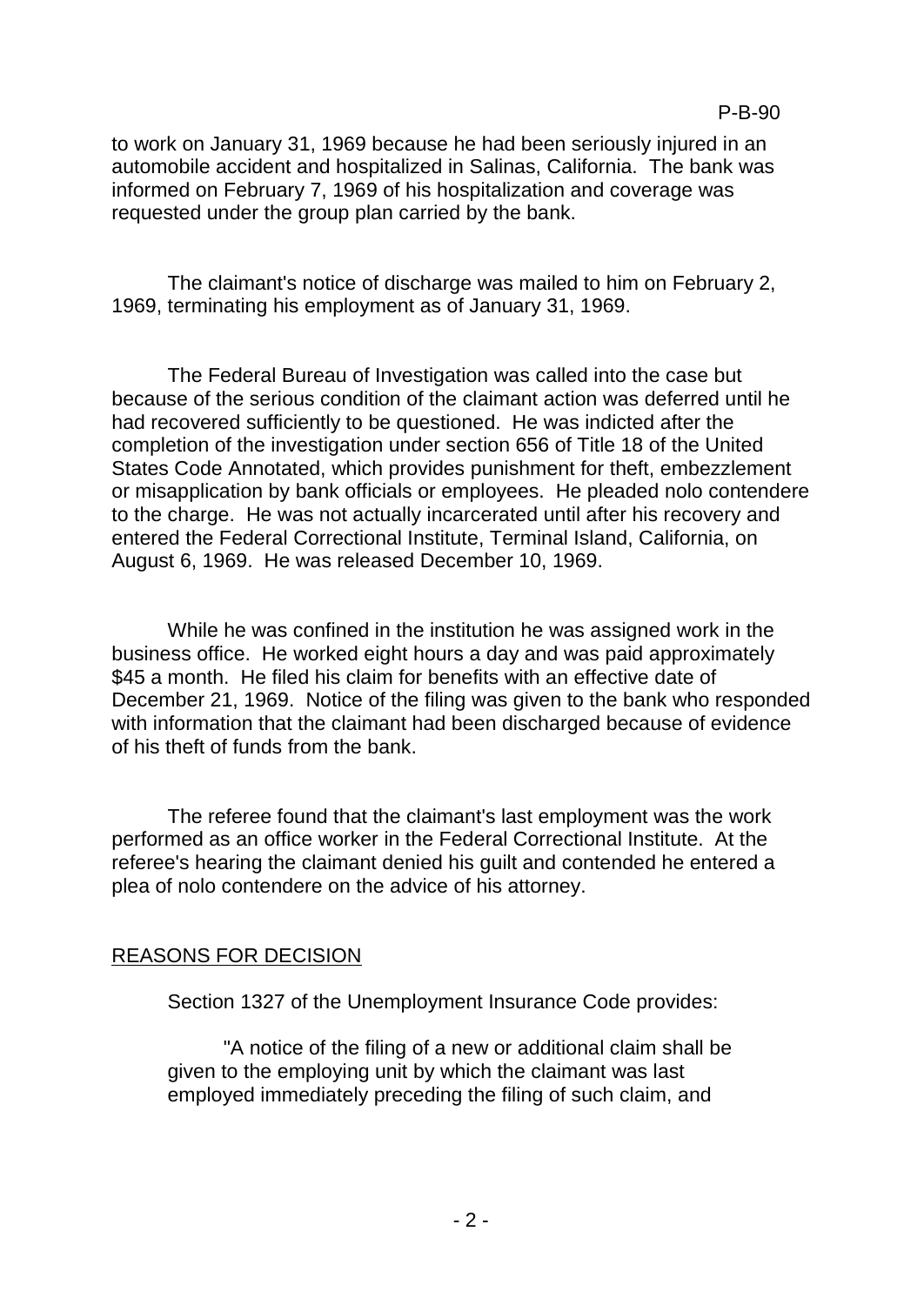to work on January 31, 1969 because he had been seriously injured in an automobile accident and hospitalized in Salinas, California. The bank was informed on February 7, 1969 of his hospitalization and coverage was requested under the group plan carried by the bank.

The claimant's notice of discharge was mailed to him on February 2, 1969, terminating his employment as of January 31, 1969.

The Federal Bureau of Investigation was called into the case but because of the serious condition of the claimant action was deferred until he had recovered sufficiently to be questioned. He was indicted after the completion of the investigation under section 656 of Title 18 of the United States Code Annotated, which provides punishment for theft, embezzlement or misapplication by bank officials or employees. He pleaded nolo contendere to the charge. He was not actually incarcerated until after his recovery and entered the Federal Correctional Institute, Terminal Island, California, on August 6, 1969. He was released December 10, 1969.

While he was confined in the institution he was assigned work in the business office. He worked eight hours a day and was paid approximately $45 a month. He filed his claim for benefits with an effective date of December 21, 1969. Notice of the filing was given to the bank who responded with information that the claimant had been discharged because of evidence of his theft of funds from the bank.

The referee found that the claimant's last employment was the work performed as an office worker in the Federal Correctional Institute. At the referee's hearing the claimant denied his guilt and contended he entered a plea of nolo contendere on the advice of his attorney.

## REASONS FOR DECISION

Section 1327 of the Unemployment Insurance Code provides:

> "A notice of the filing of a new or additional claim shall be given to the employing unit by which the claimant was last employed immediately preceding the filing of such claim, and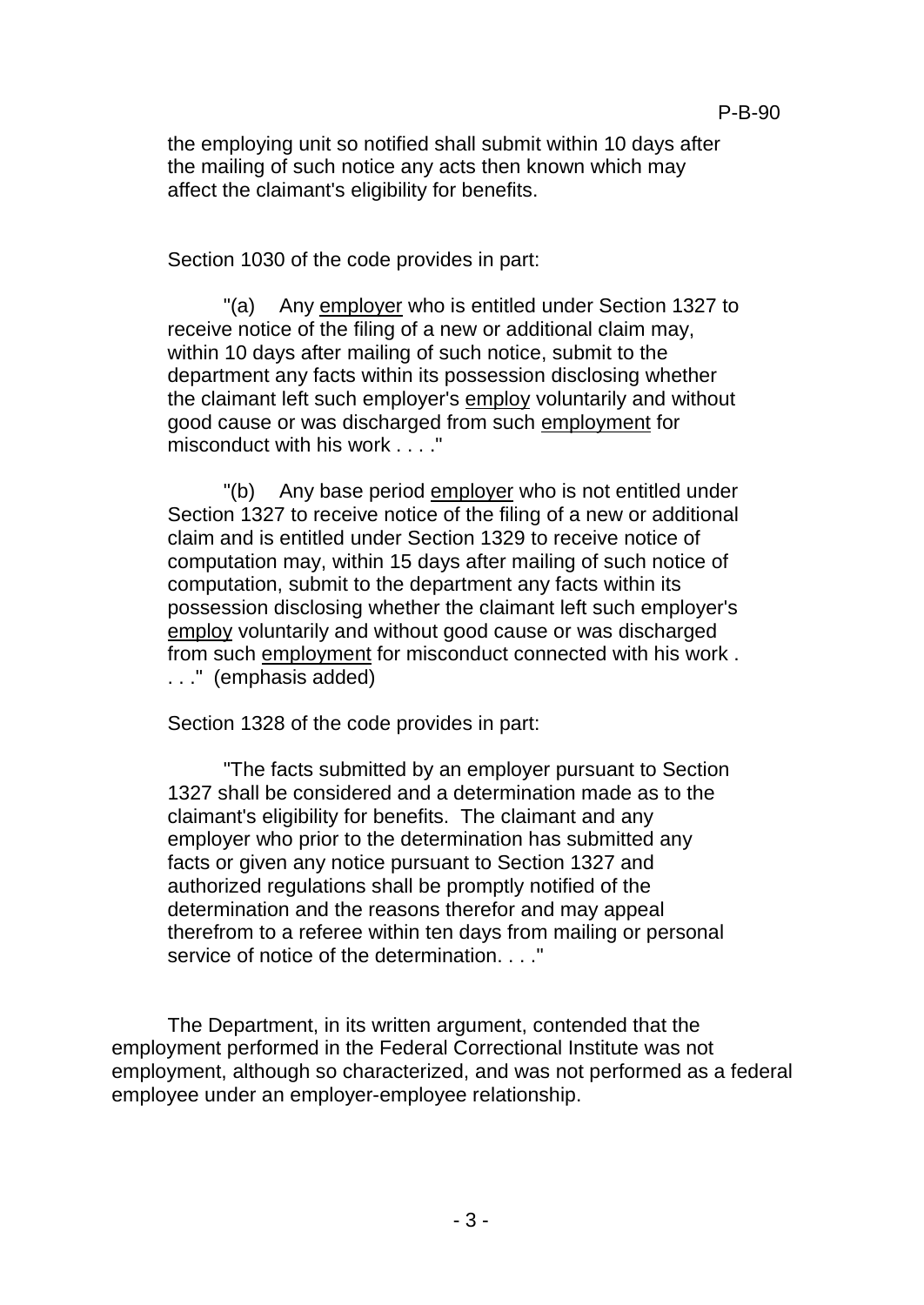the employing unit so notified shall submit within 10 days after the mailing of such notice any acts then known which may affect the claimant's eligibility for benefits.

Section 1030 of the code provides in part:

"(a) Any <u>employer</u> who is entitled under Section 1327 to receive notice of the filing of a new or additional claim may, within 10 days after mailing of such notice, submit to the department any facts within its possession disclosing whether the claimant left such employer's <u>employ</u> voluntarily and without good cause or was discharged from such <u>employment</u> for misconduct with his work . . . ."

"(b) Any base period <u>employer</u> who is not entitled under Section 1327 to receive notice of the filing of a new or additional claim and is entitled under Section 1329 to receive notice of computation may, within 15 days after mailing of such notice of computation, submit to the department any facts within its possession disclosing whether the claimant left such employer's <u>employ</u> voluntarily and without good cause or was discharged from such <u>employment</u> for misconduct connected with his work . . . ." (emphasis added)

Section 1328 of the code provides in part:

"The facts submitted by an employer pursuant to Section 1327 shall be considered and a determination made as to the claimant's eligibility for benefits. The claimant and any employer who prior to the determination has submitted any facts or given any notice pursuant to Section 1327 and authorized regulations shall be promptly notified of the determination and the reasons therefor and may appeal therefrom to a referee within ten days from mailing or personal service of notice of the determination. . . ."

The Department, in its written argument, contended that the employment performed in the Federal Correctional Institute was not employment, although so characterized, and was not performed as a federal employee under an employer-employee relationship.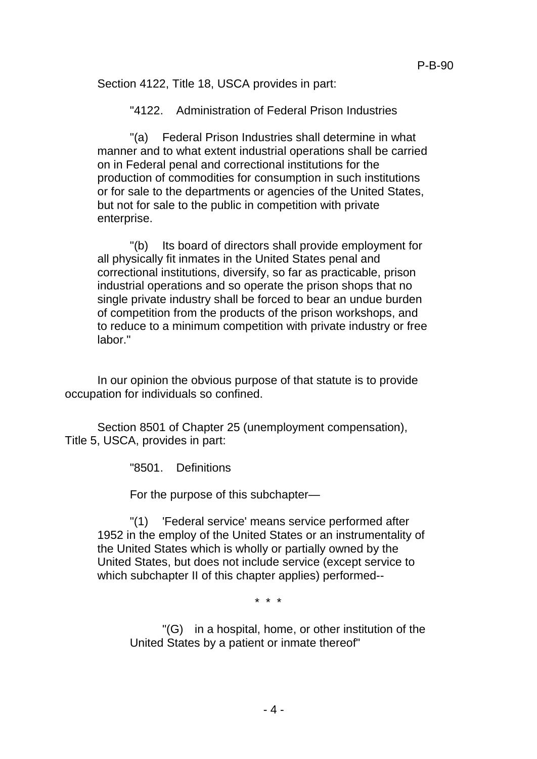Section 4122, Title 18, USCA provides in part:

> "4122. Administration of Federal Prison Industries
>
> "(a) Federal Prison Industries shall determine in what manner and to what extent industrial operations shall be carried on in Federal penal and correctional institutions for the production of commodities for consumption in such institutions or for sale to the departments or agencies of the United States, but not for sale to the public in competition with private enterprise.
>
> "(b) Its board of directors shall provide employment for all physically fit inmates in the United States penal and correctional institutions, diversify, so far as practicable, prison industrial operations and so operate the prison shops that no single private industry shall be forced to bear an undue burden of competition from the products of the prison workshops, and to reduce to a minimum competition with private industry or free labor."

In our opinion the obvious purpose of that statute is to provide occupation for individuals so confined.

Section 8501 of Chapter 25 (unemployment compensation), Title 5, USCA, provides in part:

> "8501. Definitions
>
> For the purpose of this subchapter—
>
> "(1) 'Federal service' means service performed after 1952 in the employ of the United States or an instrumentality of the United States which is wholly or partially owned by the United States, but does not include service (except service to which subchapter II of this chapter applies) performed--
>
> \* \* \*
>
> > "(G) in a hospital, home, or other institution of the United States by a patient or inmate thereof"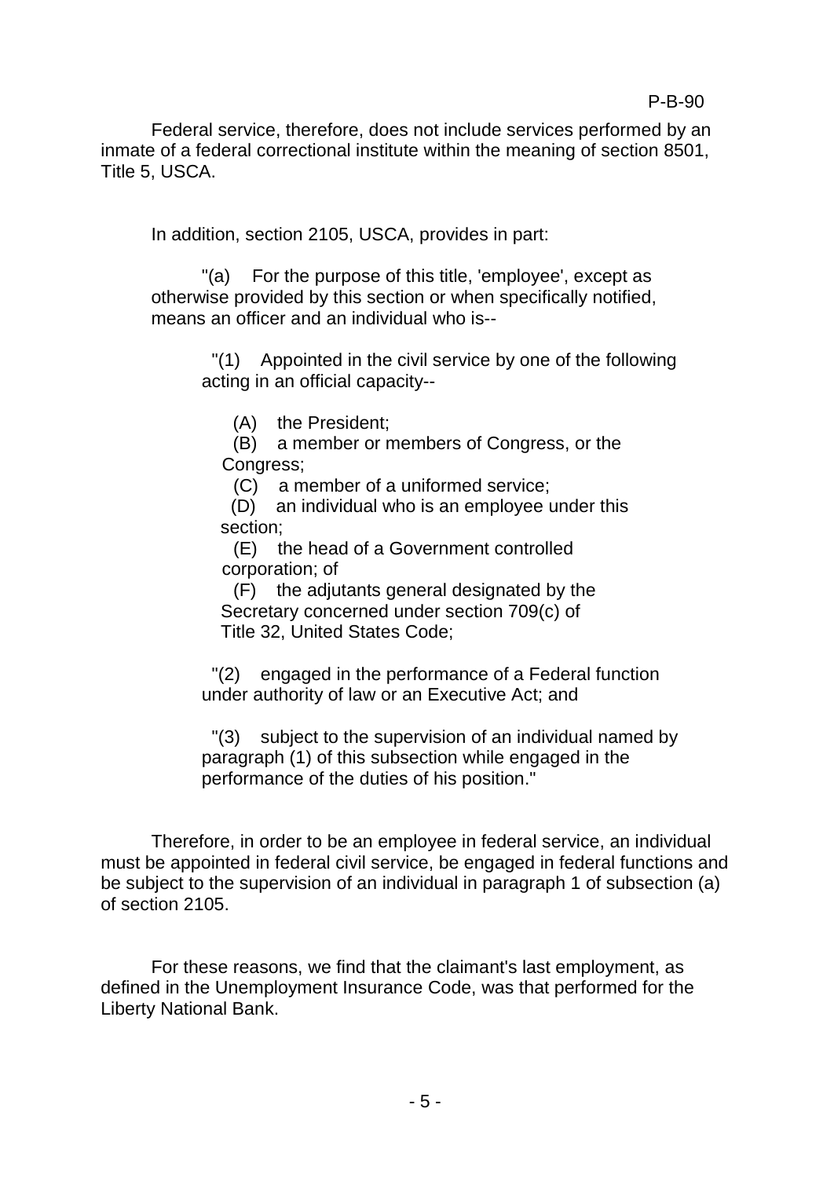Federal service, therefore, does not include services performed by an inmate of a federal correctional institute within the meaning of section 8501, Title 5, USCA.

In addition, section 2105, USCA, provides in part:

> "(a) For the purpose of this title, 'employee', except as otherwise provided by this section or when specifically notified, means an officer and an individual who is--
>
> "(1) Appointed in the civil service by one of the following acting in an official capacity--
>
> (A) the President;
>
> (B) a member or members of Congress, or the Congress;
>
> (C) a member of a uniformed service;
>
> (D) an individual who is an employee under this section;
>
> (E) the head of a Government controlled corporation; of
>
> (F) the adjutants general designated by the Secretary concerned under section 709(c) of Title 32, United States Code;
>
> "(2) engaged in the performance of a Federal function under authority of law or an Executive Act; and
>
> "(3) subject to the supervision of an individual named by paragraph (1) of this subsection while engaged in the performance of the duties of his position."

Therefore, in order to be an employee in federal service, an individual must be appointed in federal civil service, be engaged in federal functions and be subject to the supervision of an individual in paragraph 1 of subsection (a) of section 2105.

For these reasons, we find that the claimant's last employment, as defined in the Unemployment Insurance Code, was that performed for the Liberty National Bank.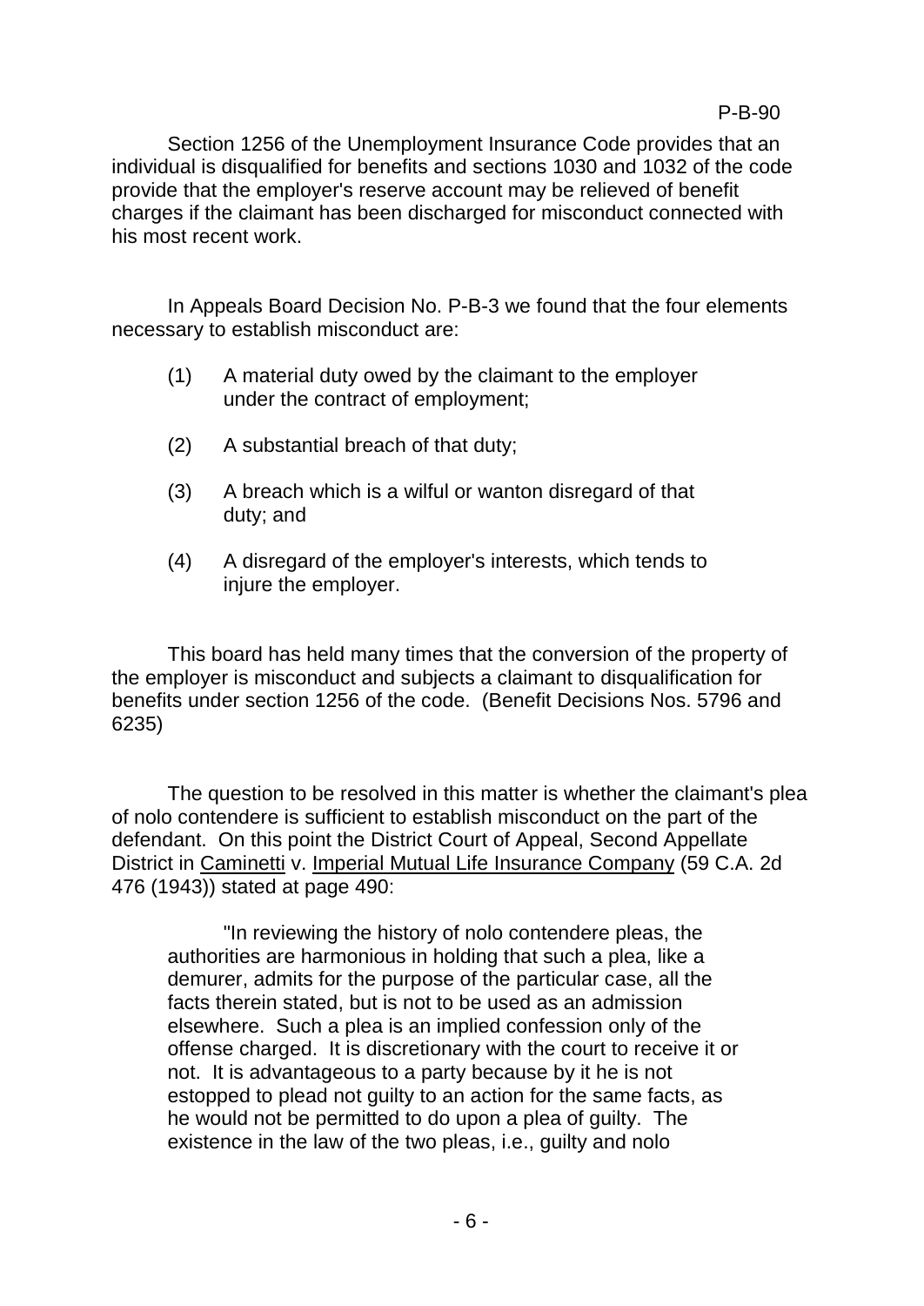Section 1256 of the Unemployment Insurance Code provides that an individual is disqualified for benefits and sections 1030 and 1032 of the code provide that the employer's reserve account may be relieved of benefit charges if the claimant has been discharged for misconduct connected with his most recent work.

In Appeals Board Decision No. P-B-3 we found that the four elements necessary to establish misconduct are:

(1) A material duty owed by the claimant to the employer under the contract of employment;

(2) A substantial breach of that duty;

(3) A breach which is a wilful or wanton disregard of that duty; and

(4) A disregard of the employer's interests, which tends to injure the employer.

This board has held many times that the conversion of the property of the employer is misconduct and subjects a claimant to disqualification for benefits under section 1256 of the code. (Benefit Decisions Nos. 5796 and 6235)

The question to be resolved in this matter is whether the claimant's plea of nolo contendere is sufficient to establish misconduct on the part of the defendant. On this point the District Court of Appeal, Second Appellate District in Caminetti v. Imperial Mutual Life Insurance Company (59 C.A. 2d 476 (1943)) stated at page 490:

> "In reviewing the history of nolo contendere pleas, the authorities are harmonious in holding that such a plea, like a demurer, admits for the purpose of the particular case, all the facts therein stated, but is not to be used as an admission elsewhere. Such a plea is an implied confession only of the offense charged. It is discretionary with the court to receive it or not. It is advantageous to a party because by it he is not estopped to plead not guilty to an action for the same facts, as he would not be permitted to do upon a plea of guilty. The existence in the law of the two pleas, i.e., guilty and nolo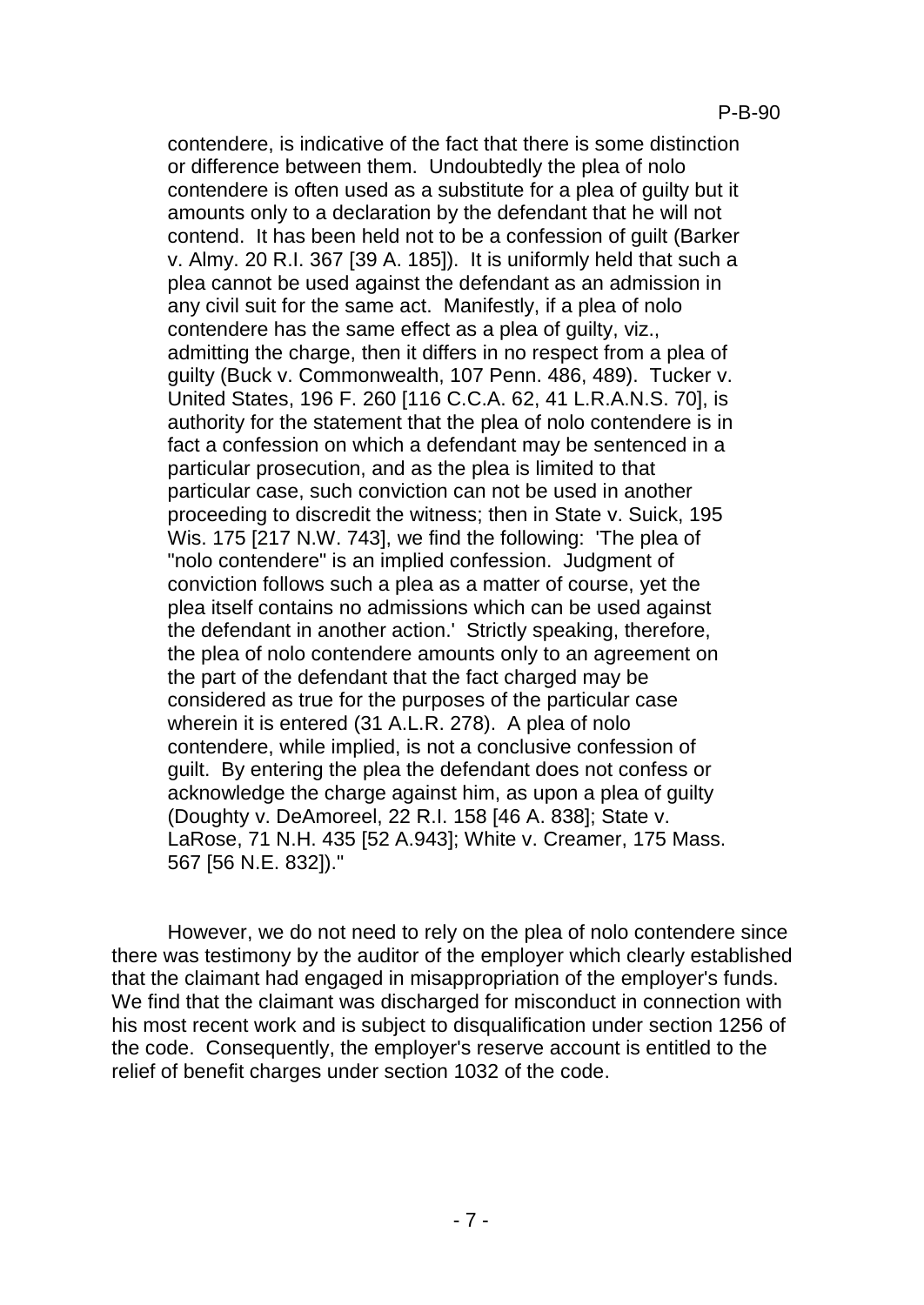contendere, is indicative of the fact that there is some distinction or difference between them. Undoubtedly the plea of nolo contendere is often used as a substitute for a plea of guilty but it amounts only to a declaration by the defendant that he will not contend. It has been held not to be a confession of guilt (Barker v. Almy. 20 R.I. 367 [39 A. 185]). It is uniformly held that such a plea cannot be used against the defendant as an admission in any civil suit for the same act. Manifestly, if a plea of nolo contendere has the same effect as a plea of guilty, viz., admitting the charge, then it differs in no respect from a plea of guilty (Buck v. Commonwealth, 107 Penn. 486, 489). Tucker v. United States, 196 F. 260 [116 C.C.A. 62, 41 L.R.A.N.S. 70], is authority for the statement that the plea of nolo contendere is in fact a confession on which a defendant may be sentenced in a particular prosecution, and as the plea is limited to that particular case, such conviction can not be used in another proceeding to discredit the witness; then in State v. Suick, 195 Wis. 175 [217 N.W. 743], we find the following: 'The plea of "nolo contendere" is an implied confession. Judgment of conviction follows such a plea as a matter of course, yet the plea itself contains no admissions which can be used against the defendant in another action.' Strictly speaking, therefore, the plea of nolo contendere amounts only to an agreement on the part of the defendant that the fact charged may be considered as true for the purposes of the particular case wherein it is entered (31 A.L.R. 278). A plea of nolo contendere, while implied, is not a conclusive confession of guilt. By entering the plea the defendant does not confess or acknowledge the charge against him, as upon a plea of guilty (Doughty v. DeAmoreel, 22 R.I. 158 [46 A. 838]; State v. LaRose, 71 N.H. 435 [52 A.943]; White v. Creamer, 175 Mass. 567 [56 N.E. 832])."

However, we do not need to rely on the plea of nolo contendere since there was testimony by the auditor of the employer which clearly established that the claimant had engaged in misappropriation of the employer's funds. We find that the claimant was discharged for misconduct in connection with his most recent work and is subject to disqualification under section 1256 of the code. Consequently, the employer's reserve account is entitled to the relief of benefit charges under section 1032 of the code.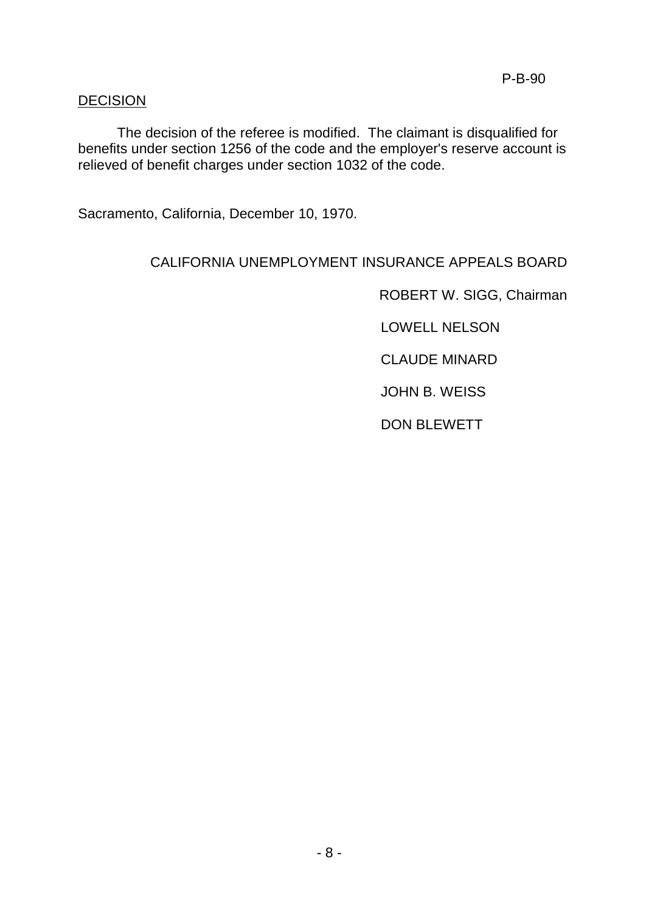## DECISION

The decision of the referee is modified. The claimant is disqualified for benefits under section 1256 of the code and the employer's reserve account is relieved of benefit charges under section 1032 of the code.

Sacramento, California, December 10, 1970.

CALIFORNIA UNEMPLOYMENT INSURANCE APPEALS BOARD

ROBERT W. SIGG, Chairman

LOWELL NELSON

CLAUDE MINARD

JOHN B. WEISS

DON BLEWETT